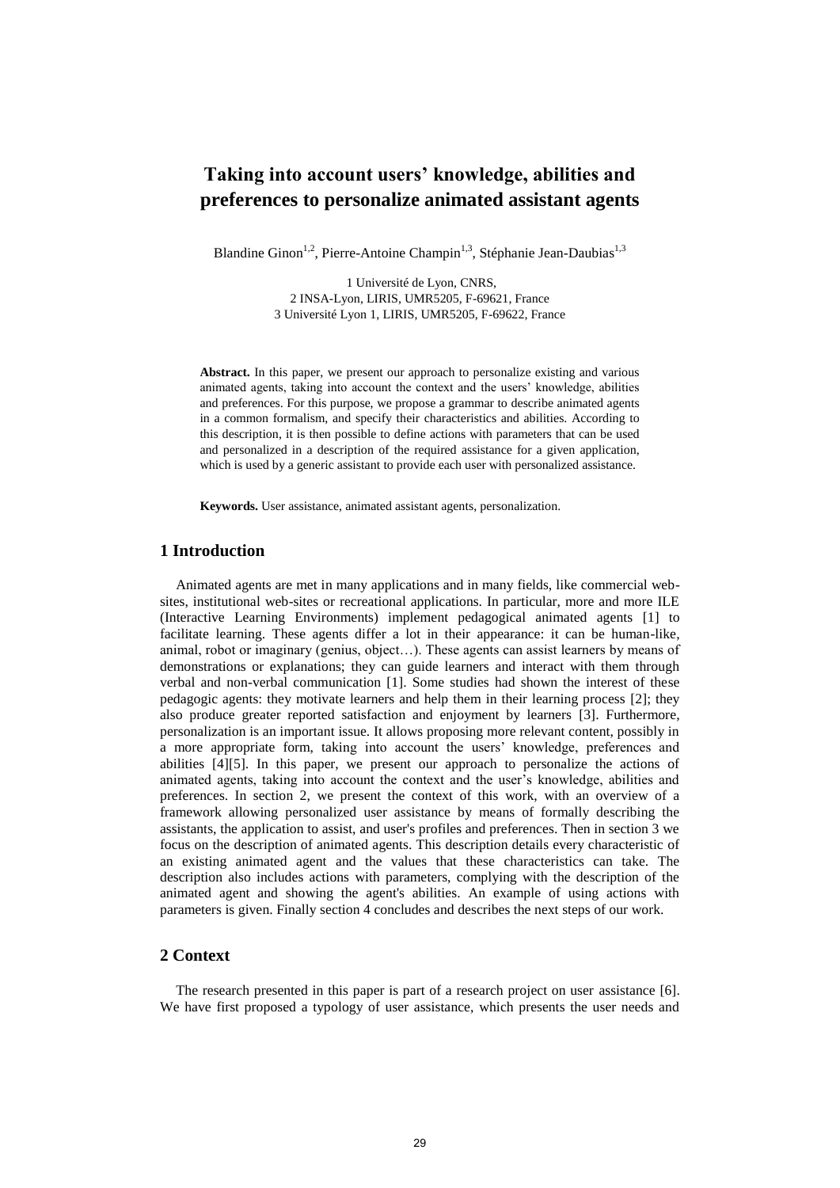# Taking into account users' knowledge, abilities and preferences to personalize animated assistant agents

Blandine Ginon[1,2], Pierre-Antoine Champin[1,3], Stéphanie Jean-Daubias[1,3]

1 Université de Lyon, CNRS,
2 INSA-Lyon, LIRIS, UMR5205, F-69621, France
3 Université Lyon 1, LIRIS, UMR5205, F-69622, France

**Abstract.** In this paper, we present our approach to personalize existing and various animated agents, taking into account the context and the users' knowledge, abilities and preferences. For this purpose, we propose a grammar to describe animated agents in a common formalism, and specify their characteristics and abilities. According to this description, it is then possible to define actions with parameters that can be used and personalized in a description of the required assistance for a given application, which is used by a generic assistant to provide each user with personalized assistance.

**Keywords.** User assistance, animated assistant agents, personalization.

## 1 Introduction

Animated agents are met in many applications and in many fields, like commercial web-sites, institutional web-sites or recreational applications. In particular, more and more ILE (Interactive Learning Environments) implement pedagogical animated agents [1] to facilitate learning. These agents differ a lot in their appearance: it can be human-like, animal, robot or imaginary (genius, object…). These agents can assist learners by means of demonstrations or explanations; they can guide learners and interact with them through verbal and non-verbal communication [1]. Some studies had shown the interest of these pedagogic agents: they motivate learners and help them in their learning process [2]; they also produce greater reported satisfaction and enjoyment by learners [3]. Furthermore, personalization is an important issue. It allows proposing more relevant content, possibly in a more appropriate form, taking into account the users' knowledge, preferences and abilities [4][5]. In this paper, we present our approach to personalize the actions of animated agents, taking into account the context and the user's knowledge, abilities and preferences. In section 2, we present the context of this work, with an overview of a framework allowing personalized user assistance by means of formally describing the assistants, the application to assist, and user's profiles and preferences. Then in section 3 we focus on the description of animated agents. This description details every characteristic of an existing animated agent and the values that these characteristics can take. The description also includes actions with parameters, complying with the description of the animated agent and showing the agent's abilities. An example of using actions with parameters is given. Finally section 4 concludes and describes the next steps of our work.

## 2 Context

The research presented in this paper is part of a research project on user assistance [6]. We have first proposed a typology of user assistance, which presents the user needs and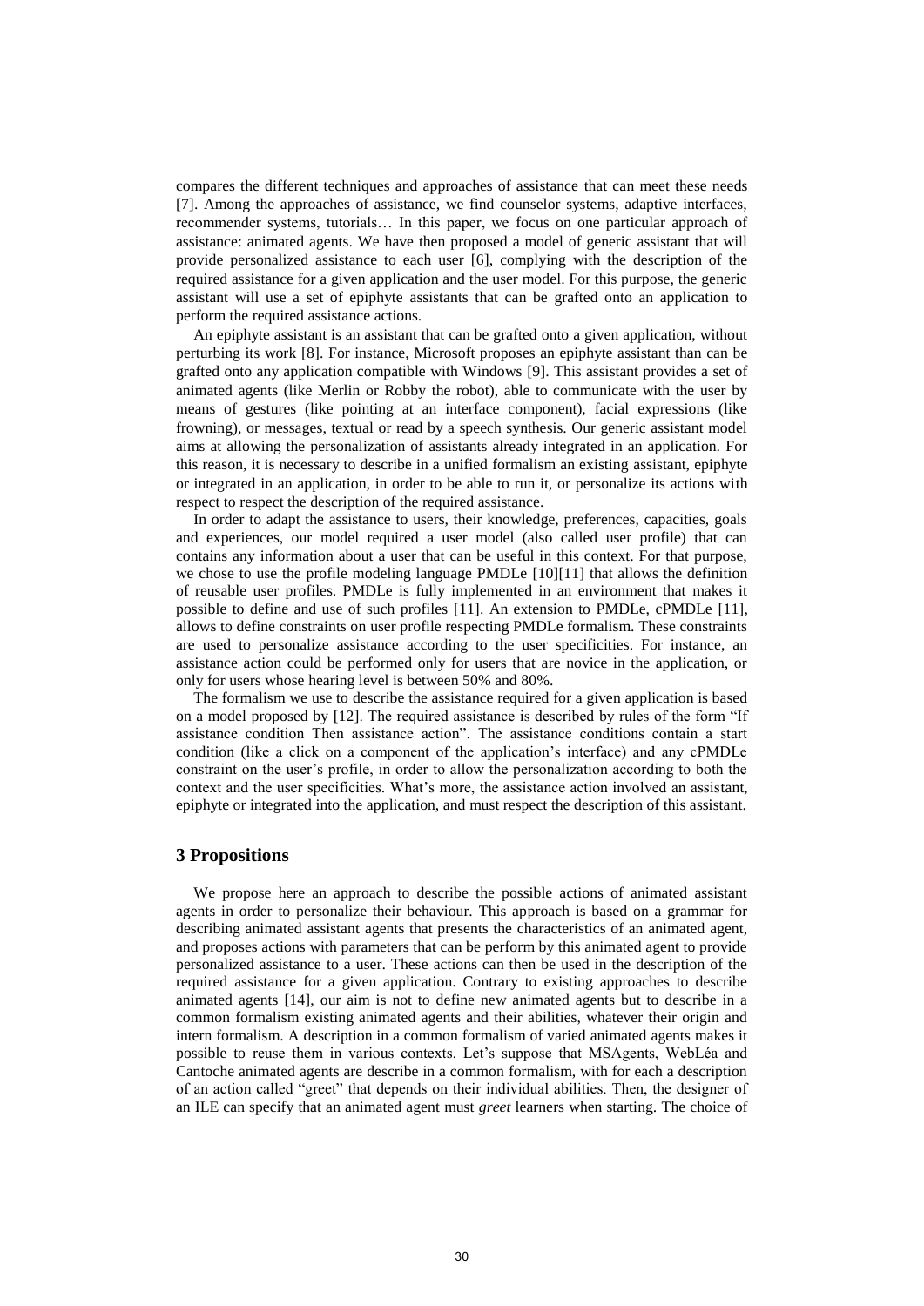compares the different techniques and approaches of assistance that can meet these needs [7]. Among the approaches of assistance, we find counselor systems, adaptive interfaces, recommender systems, tutorials… In this paper, we focus on one particular approach of assistance: animated agents. We have then proposed a model of generic assistant that will provide personalized assistance to each user [6], complying with the description of the required assistance for a given application and the user model. For this purpose, the generic assistant will use a set of epiphyte assistants that can be grafted onto an application to perform the required assistance actions.

An epiphyte assistant is an assistant that can be grafted onto a given application, without perturbing its work [8]. For instance, Microsoft proposes an epiphyte assistant than can be grafted onto any application compatible with Windows [9]. This assistant provides a set of animated agents (like Merlin or Robby the robot), able to communicate with the user by means of gestures (like pointing at an interface component), facial expressions (like frowning), or messages, textual or read by a speech synthesis. Our generic assistant model aims at allowing the personalization of assistants already integrated in an application. For this reason, it is necessary to describe in a unified formalism an existing assistant, epiphyte or integrated in an application, in order to be able to run it, or personalize its actions with respect to respect the description of the required assistance.

In order to adapt the assistance to users, their knowledge, preferences, capacities, goals and experiences, our model required a user model (also called user profile) that can contains any information about a user that can be useful in this context. For that purpose, we chose to use the profile modeling language PMDLe [10][11] that allows the definition of reusable user profiles. PMDLe is fully implemented in an environment that makes it possible to define and use of such profiles [11]. An extension to PMDLe, cPMDLe [11], allows to define constraints on user profile respecting PMDLe formalism. These constraints are used to personalize assistance according to the user specificities. For instance, an assistance action could be performed only for users that are novice in the application, or only for users whose hearing level is between 50% and 80%.

The formalism we use to describe the assistance required for a given application is based on a model proposed by [12]. The required assistance is described by rules of the form "If assistance condition Then assistance action". The assistance conditions contain a start condition (like a click on a component of the application's interface) and any cPMDLe constraint on the user's profile, in order to allow the personalization according to both the context and the user specificities. What's more, the assistance action involved an assistant, epiphyte or integrated into the application, and must respect the description of this assistant.

## 3 Propositions

We propose here an approach to describe the possible actions of animated assistant agents in order to personalize their behaviour. This approach is based on a grammar for describing animated assistant agents that presents the characteristics of an animated agent, and proposes actions with parameters that can be perform by this animated agent to provide personalized assistance to a user. These actions can then be used in the description of the required assistance for a given application. Contrary to existing approaches to describe animated agents [14], our aim is not to define new animated agents but to describe in a common formalism existing animated agents and their abilities, whatever their origin and intern formalism. A description in a common formalism of varied animated agents makes it possible to reuse them in various contexts. Let's suppose that MSAgents, WebLéa and Cantoche animated agents are describe in a common formalism, with for each a description of an action called "greet" that depends on their individual abilities. Then, the designer of an ILE can specify that an animated agent must *greet* learners when starting. The choice of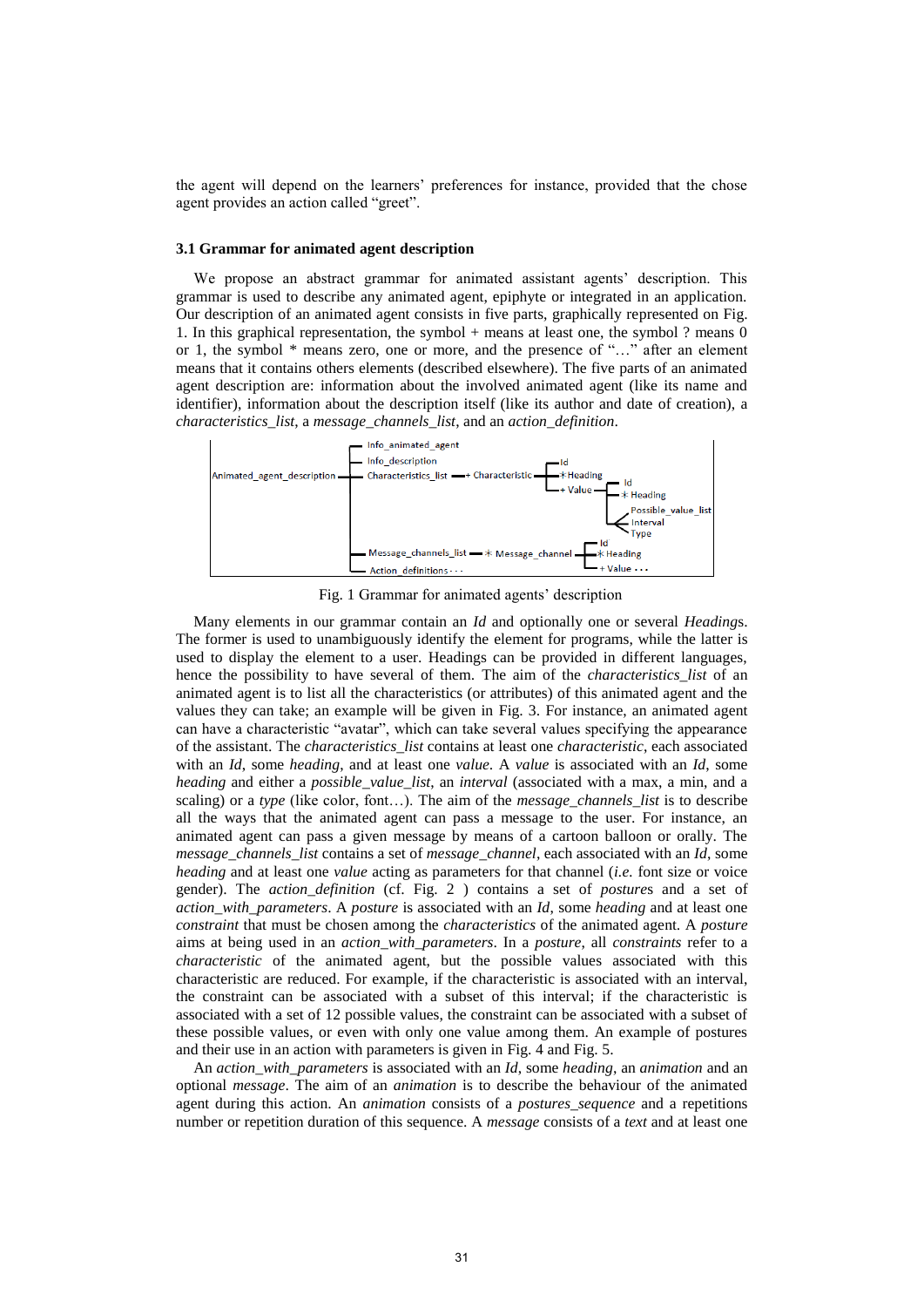the agent will depend on the learners' preferences for instance, provided that the chose agent provides an action called "greet".

### 3.1 Grammar for animated agent description

We propose an abstract grammar for animated assistant agents' description. This grammar is used to describe any animated agent, epiphyte or integrated in an application. Our description of an animated agent consists in five parts, graphically represented on Fig. 1. In this graphical representation, the symbol + means at least one, the symbol ? means 0 or 1, the symbol * means zero, one or more, and the presence of "…" after an element means that it contains others elements (described elsewhere). The five parts of an animated agent description are: information about the involved animated agent (like its name and identifier), information about the description itself (like its author and date of creation), a *characteristics_list*, a *message_channels_list*, and an *action_definition*.

Fig. 1 Grammar for animated agents' description

Many elements in our grammar contain an *Id* and optionally one or several *Heading*s. The former is used to unambiguously identify the element for programs, while the latter is used to display the element to a user. Headings can be provided in different languages, hence the possibility to have several of them. The aim of the *characteristics_list* of an animated agent is to list all the characteristics (or attributes) of this animated agent and the values they can take; an example will be given in Fig. 3. For instance, an animated agent can have a characteristic "avatar", which can take several values specifying the appearance of the assistant. The *characteristics_list* contains at least one *characteristic*, each associated with an *Id*, some *heading*, and at least one *value*. A *value* is associated with an *Id*, some *heading* and either a *possible_value_list*, an *interval* (associated with a max, a min, and a scaling) or a *type* (like color, font…). The aim of the *message_channels_list* is to describe all the ways that the animated agent can pass a message to the user. For instance, an animated agent can pass a given message by means of a cartoon balloon or orally. The *message_channels_list* contains a set of *message_channel*, each associated with an *Id*, some *heading* and at least one *value* acting as parameters for that channel (*i.e.* font size or voice gender). The *action_definition* (cf. Fig. 2 ) contains a set of *posture*s and a set of *action_with_parameters*. A *posture* is associated with an *Id*, some *heading* and at least one *constraint* that must be chosen among the *characteristics* of the animated agent. A *posture* aims at being used in an *action_with_parameters*. In a *posture*, all *constraints* refer to a *characteristic* of the animated agent, but the possible values associated with this characteristic are reduced. For example, if the characteristic is associated with an interval, the constraint can be associated with a subset of this interval; if the characteristic is associated with a set of 12 possible values, the constraint can be associated with a subset of these possible values, or even with only one value among them. An example of postures and their use in an action with parameters is given in Fig. 4 and Fig. 5.

An *action_with_parameters* is associated with an *Id*, some *heading*, an *animation* and an optional *message*. The aim of an *animation* is to describe the behaviour of the animated agent during this action. An *animation* consists of a *postures_sequence* and a repetitions number or repetition duration of this sequence. A *message* consists of a *text* and at least one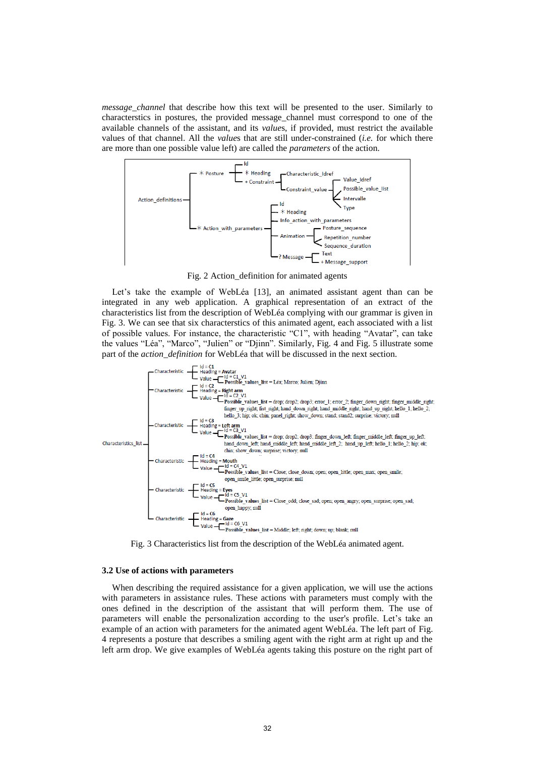*message_channel* that describe how this text will be presented to the user. Similarly to characterstics in postures, the provided message_channel must correspond to one of the available channels of the assistant, and its *values*, if provided, must restrict the available values of that channel. All the *value*s that are still under-constrained (*i.e.* for which there are more than one possible value left) are called the *parameters* of the action.

Fig. 2 Action_definition for animated agents

Let's take the example of WebLéa [13], an animated assistant agent than can be integrated in any web application. A graphical representation of an extract of the characteristics list from the description of WebLéa complying with our grammar is given in Fig. 3. We can see that six characterstics of this animated agent, each associated with a list of possible values. For instance, the characteristic "C1", with heading "Avatar", can take the values "Léa", "Marco", "Julien" or "Djinn". Similarly, Fig. 4 and Fig. 5 illustrate some part of the *action_definition* for WebLéa that will be discussed in the next section.

Fig. 3 Characteristics list from the description of the WebLéa animated agent.

### 3.2 Use of actions with parameters

When describing the required assistance for a given application, we will use the actions with parameters in assistance rules. These actions with parameters must comply with the ones defined in the description of the assistant that will perform them. The use of parameters will enable the personalization according to the user's profile. Let's take an example of an action with parameters for the animated agent WebLéa. The left part of Fig. 4 represents a posture that describes a smiling agent with the right arm at right up and the left arm drop. We give examples of WebLéa agents taking this posture on the right part of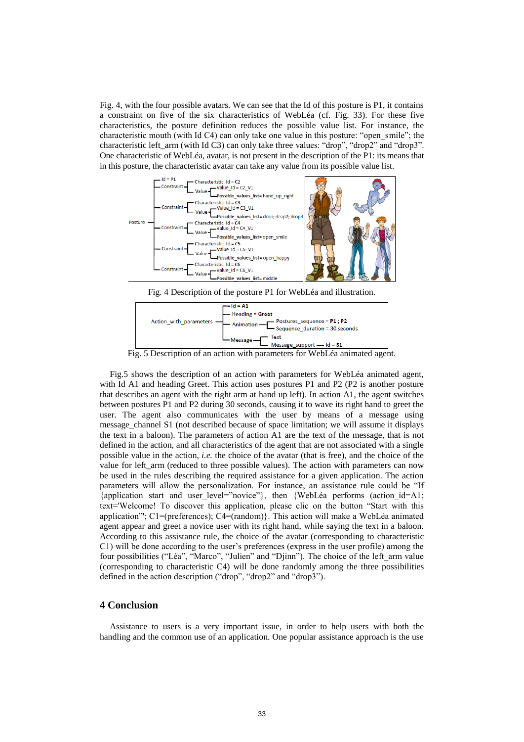Fig. 4, with the four possible avatars. We can see that the Id of this posture is P1, it contains a constraint on five of the six characteristics of WebLéa (cf. Fig. 33). For these five characteristics, the posture definition reduces the possible value list. For instance, the characteristic mouth (with Id C4) can only take one value in this posture: "open_smile"; the characteristic left_arm (with Id C3) can only take three values: "drop", "drop2" and "drop3". One characteristic of WebLéa, avatar, is not present in the description of the P1: its means that in this posture, the characteristic avatar can take any value from its possible value list.

Fig. 4 Description of the posture P1 for WebLéa and illustration.

Fig. 5 Description of an action with parameters for WebLéa animated agent.

Fig.5 shows the description of an action with parameters for WebLéa animated agent, with Id A1 and heading Greet. This action uses postures P1 and P2 (P2 is another posture that describes an agent with the right arm at hand up left). In action A1, the agent switches between postures P1 and P2 during 30 seconds, causing it to wave its right hand to greet the user. The agent also communicates with the user by means of a message using message_channel S1 (not described because of space limitation; we will assume it displays the text in a baloon). The parameters of action A1 are the text of the message, that is not defined in the action, and all characteristics of the agent that are not associated with a single possible value in the action, *i.e.* the choice of the avatar (that is free), and the choice of the value for left_arm (reduced to three possible values). The action with parameters can now be used in the rules describing the required assistance for a given application. The action parameters will allow the personalization. For instance, an assistance rule could be "If {application start and user_level="novice"}, then {WebLéa performs (action_id=A1; text='Welcome! To discover this application, please clic on the button "Start with this application"'; C1=(preferences); C4=(random)}. This action will make a WebLéa animated agent appear and greet a novice user with its right hand, while saying the text in a baloon. According to this assistance rule, the choice of the avatar (corresponding to characteristic C1) will be done according to the user's preferences (express in the user profile) among the four possibilities ("Léa", "Marco", "Julien" and "Djinn"). The choice of the left_arm value (corresponding to characteristic C4) will be done randomly among the three possibilities defined in the action description ("drop", "drop2" and "drop3").

## 4 Conclusion

Assistance to users is a very important issue, in order to help users with both the handling and the common use of an application. One popular assistance approach is the use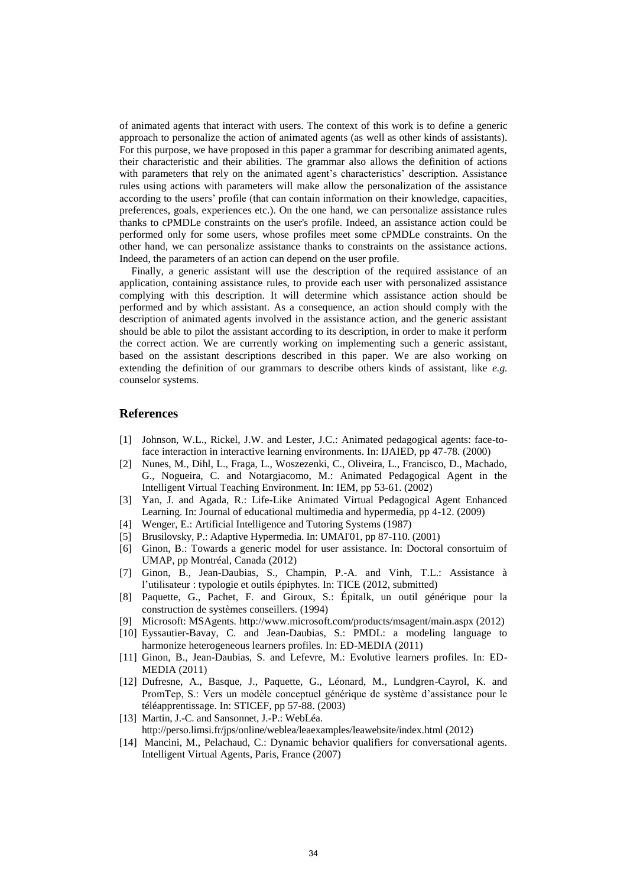of animated agents that interact with users. The context of this work is to define a generic approach to personalize the action of animated agents (as well as other kinds of assistants). For this purpose, we have proposed in this paper a grammar for describing animated agents, their characteristic and their abilities. The grammar also allows the definition of actions with parameters that rely on the animated agent's characteristics' description. Assistance rules using actions with parameters will make allow the personalization of the assistance according to the users' profile (that can contain information on their knowledge, capacities, preferences, goals, experiences etc.). On the one hand, we can personalize assistance rules thanks to cPMDLe constraints on the user's profile. Indeed, an assistance action could be performed only for some users, whose profiles meet some cPMDLe constraints. On the other hand, we can personalize assistance thanks to constraints on the assistance actions. Indeed, the parameters of an action can depend on the user profile.

Finally, a generic assistant will use the description of the required assistance of an application, containing assistance rules, to provide each user with personalized assistance complying with this description. It will determine which assistance action should be performed and by which assistant. As a consequence, an action should comply with the description of animated agents involved in the assistance action, and the generic assistant should be able to pilot the assistant according to its description, in order to make it perform the correct action. We are currently working on implementing such a generic assistant, based on the assistant descriptions described in this paper. We are also working on extending the definition of our grammars to describe others kinds of assistant, like *e.g.* counselor systems.

## References

[1] Johnson, W.L., Rickel, J.W. and Lester, J.C.: Animated pedagogical agents: face-to-face interaction in interactive learning environments. In: IJAIED, pp 47-78. (2000)

[2] Nunes, M., Dihl, L., Fraga, L., Woszezenki, C., Oliveira, L., Francisco, D., Machado, G., Nogueira, C. and Notargiacomo, M.: Animated Pedagogical Agent in the Intelligent Virtual Teaching Environment. In: IEM, pp 53-61. (2002)

[3] Yan, J. and Agada, R.: Life-Like Animated Virtual Pedagogical Agent Enhanced Learning. In: Journal of educational multimedia and hypermedia, pp 4-12. (2009)

[4] Wenger, E.: Artificial Intelligence and Tutoring Systems (1987)

[5] Brusilovsky, P.: Adaptive Hypermedia. In: UMAI'01, pp 87-110. (2001)

[6] Ginon, B.: Towards a generic model for user assistance. In: Doctoral consortuim of UMAP, pp Montréal, Canada (2012)

[7] Ginon, B., Jean-Daubias, S., Champin, P.-A. and Vinh, T.L.: Assistance à l'utilisateur : typologie et outils épiphytes. In: TICE (2012, submitted)

[8] Paquette, G., Pachet, F. and Giroux, S.: Épitalk, un outil générique pour la construction de systèmes conseillers. (1994)

[9] Microsoft: MSAgents. http://www.microsoft.com/products/msagent/main.aspx (2012)

[10] Eyssautier-Bavay, C. and Jean-Daubias, S.: PMDL: a modeling language to harmonize heterogeneous learners profiles. In: ED-MEDIA (2011)

[11] Ginon, B., Jean-Daubias, S. and Lefevre, M.: Evolutive learners profiles. In: ED-MEDIA (2011)

[12] Dufresne, A., Basque, J., Paquette, G., Léonard, M., Lundgren-Cayrol, K. and PromTep, S.: Vers un modèle conceptuel générique de système d'assistance pour le téléapprentissage. In: STICEF, pp 57-88. (2003)

[13] Martin, J.-C. and Sansonnet, J.-P.: WebLéa. http://perso.limsi.fr/jps/online/weblea/leaexamples/leawebsite/index.html (2012)

[14] Mancini, M., Pelachaud, C.: Dynamic behavior qualifiers for conversational agents. Intelligent Virtual Agents, Paris, France (2007)